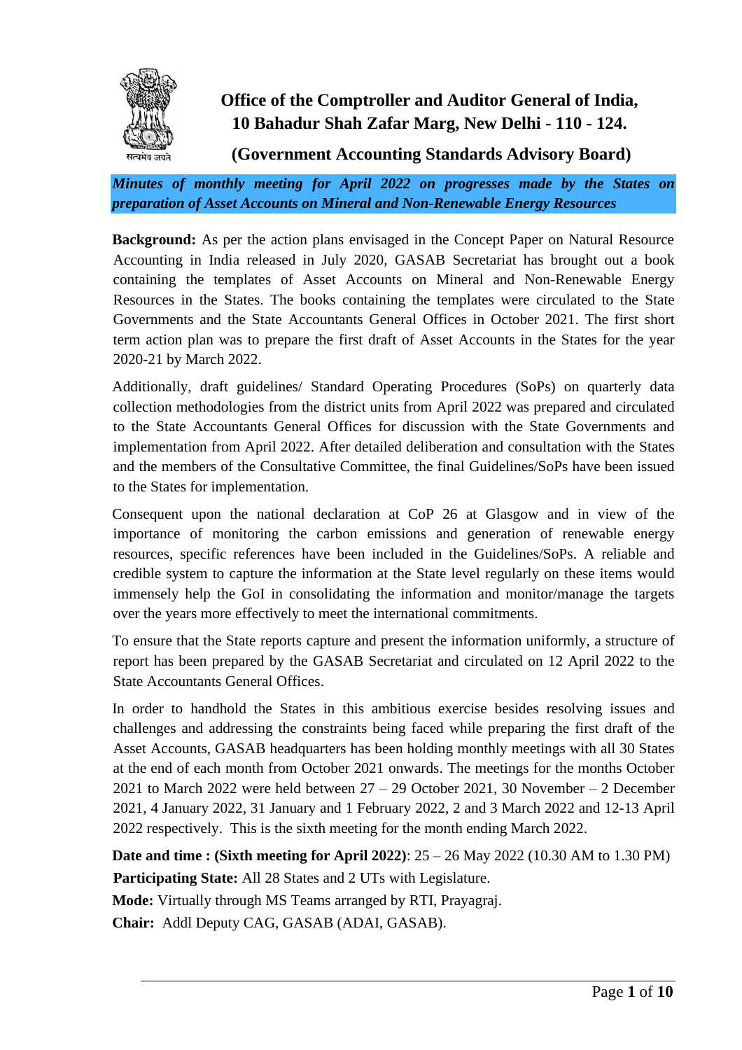# Office of the Comptroller and Auditor General of India, 10 Bahadur Shah Zafar Marg, New Delhi - 110 - 124.

## (Government Accounting Standards Advisory Board)

***Minutes of monthly meeting for April 2022 on progresses made by the States on preparation of Asset Accounts on Mineral and Non-Renewable Energy Resources***

**Background:** As per the action plans envisaged in the Concept Paper on Natural Resource Accounting in India released in July 2020, GASAB Secretariat has brought out a book containing the templates of Asset Accounts on Mineral and Non-Renewable Energy Resources in the States. The books containing the templates were circulated to the State Governments and the State Accountants General Offices in October 2021. The first short term action plan was to prepare the first draft of Asset Accounts in the States for the year 2020-21 by March 2022.

Additionally, draft guidelines/ Standard Operating Procedures (SoPs) on quarterly data collection methodologies from the district units from April 2022 was prepared and circulated to the State Accountants General Offices for discussion with the State Governments and implementation from April 2022. After detailed deliberation and consultation with the States and the members of the Consultative Committee, the final Guidelines/SoPs have been issued to the States for implementation.

Consequent upon the national declaration at CoP 26 at Glasgow and in view of the importance of monitoring the carbon emissions and generation of renewable energy resources, specific references have been included in the Guidelines/SoPs. A reliable and credible system to capture the information at the State level regularly on these items would immensely help the GoI in consolidating the information and monitor/manage the targets over the years more effectively to meet the international commitments.

To ensure that the State reports capture and present the information uniformly, a structure of report has been prepared by the GASAB Secretariat and circulated on 12 April 2022 to the State Accountants General Offices.

In order to handhold the States in this ambitious exercise besides resolving issues and challenges and addressing the constraints being faced while preparing the first draft of the Asset Accounts, GASAB headquarters has been holding monthly meetings with all 30 States at the end of each month from October 2021 onwards. The meetings for the months October 2021 to March 2022 were held between 27 – 29 October 2021, 30 November – 2 December 2021, 4 January 2022, 31 January and 1 February 2022, 2 and 3 March 2022 and 12-13 April 2022 respectively. This is the sixth meeting for the month ending March 2022.

**Date and time : (Sixth meeting for April 2022)**: 25 – 26 May 2022 (10.30 AM to 1.30 PM)

**Participating State:** All 28 States and 2 UTs with Legislature.

**Mode:** Virtually through MS Teams arranged by RTI, Prayagraj.

**Chair:** Addl Deputy CAG, GASAB (ADAI, GASAB).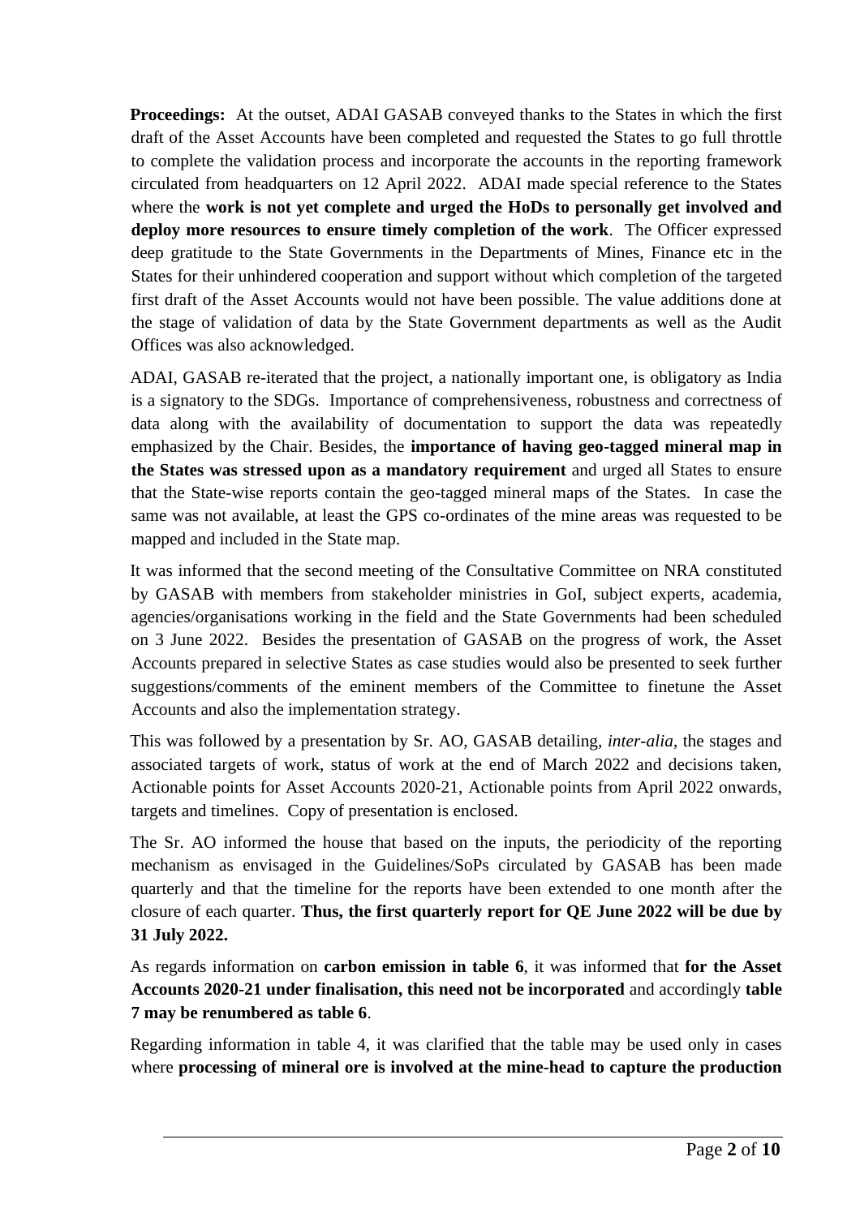**Proceedings:** At the outset, ADAI GASAB conveyed thanks to the States in which the first draft of the Asset Accounts have been completed and requested the States to go full throttle to complete the validation process and incorporate the accounts in the reporting framework circulated from headquarters on 12 April 2022. ADAI made special reference to the States where the **work is not yet complete and urged the HoDs to personally get involved and deploy more resources to ensure timely completion of the work**. The Officer expressed deep gratitude to the State Governments in the Departments of Mines, Finance etc in the States for their unhindered cooperation and support without which completion of the targeted first draft of the Asset Accounts would not have been possible. The value additions done at the stage of validation of data by the State Government departments as well as the Audit Offices was also acknowledged.

ADAI, GASAB re-iterated that the project, a nationally important one, is obligatory as India is a signatory to the SDGs. Importance of comprehensiveness, robustness and correctness of data along with the availability of documentation to support the data was repeatedly emphasized by the Chair. Besides, the **importance of having geo-tagged mineral map in the States was stressed upon as a mandatory requirement** and urged all States to ensure that the State-wise reports contain the geo-tagged mineral maps of the States. In case the same was not available, at least the GPS co-ordinates of the mine areas was requested to be mapped and included in the State map.

It was informed that the second meeting of the Consultative Committee on NRA constituted by GASAB with members from stakeholder ministries in GoI, subject experts, academia, agencies/organisations working in the field and the State Governments had been scheduled on 3 June 2022. Besides the presentation of GASAB on the progress of work, the Asset Accounts prepared in selective States as case studies would also be presented to seek further suggestions/comments of the eminent members of the Committee to finetune the Asset Accounts and also the implementation strategy.

This was followed by a presentation by Sr. AO, GASAB detailing, *inter-alia*, the stages and associated targets of work, status of work at the end of March 2022 and decisions taken, Actionable points for Asset Accounts 2020-21, Actionable points from April 2022 onwards, targets and timelines. Copy of presentation is enclosed.

The Sr. AO informed the house that based on the inputs, the periodicity of the reporting mechanism as envisaged in the Guidelines/SoPs circulated by GASAB has been made quarterly and that the timeline for the reports have been extended to one month after the closure of each quarter. **Thus, the first quarterly report for QE June 2022 will be due by 31 July 2022.**

As regards information on **carbon emission in table 6**, it was informed that **for the Asset Accounts 2020-21 under finalisation, this need not be incorporated** and accordingly **table 7 may be renumbered as table 6**.

Regarding information in table 4, it was clarified that the table may be used only in cases where **processing of mineral ore is involved at the mine-head to capture the production**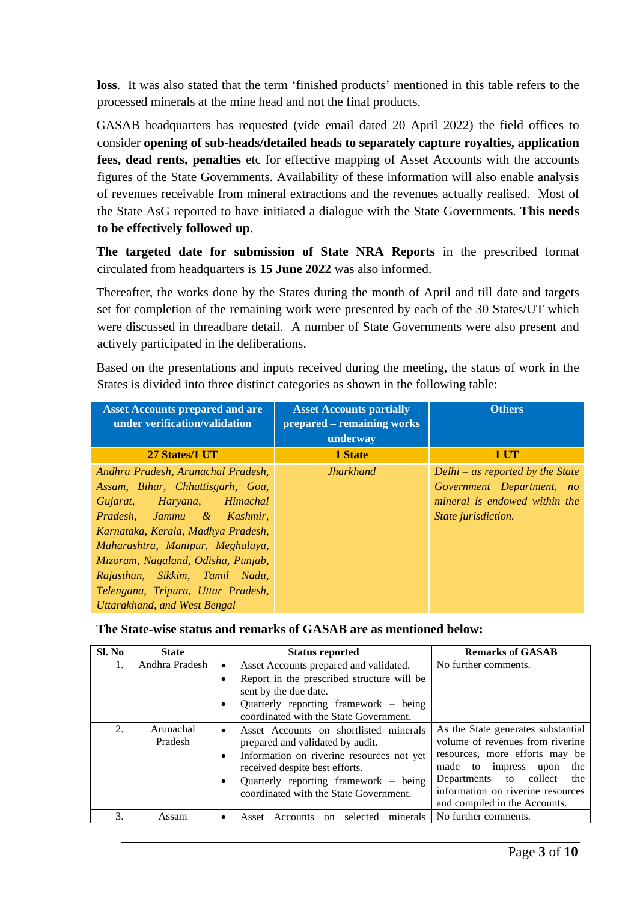**loss**. It was also stated that the term 'finished products' mentioned in this table refers to the processed minerals at the mine head and not the final products.

GASAB headquarters has requested (vide email dated 20 April 2022) the field offices to consider **opening of sub-heads/detailed heads to separately capture royalties, application fees, dead rents, penalties** etc for effective mapping of Asset Accounts with the accounts figures of the State Governments. Availability of these information will also enable analysis of revenues receivable from mineral extractions and the revenues actually realised. Most of the State AsG reported to have initiated a dialogue with the State Governments. **This needs to be effectively followed up**.

**The targeted date for submission of State NRA Reports** in the prescribed format circulated from headquarters is **15 June 2022** was also informed.

Thereafter, the works done by the States during the month of April and till date and targets set for completion of the remaining work were presented by each of the 30 States/UT which were discussed in threadbare detail. A number of State Governments were also present and actively participated in the deliberations.

Based on the presentations and inputs received during the meeting, the status of work in the States is divided into three distinct categories as shown in the following table:

| Asset Accounts prepared and are under verification/validation | Asset Accounts partially prepared – remaining works underway | Others |
|---|---|---|
| **27 States/1 UT** | **1 State** | **1 UT** |
| *Andhra Pradesh, Arunachal Pradesh, Assam, Bihar, Chhattisgarh, Goa, Gujarat, Haryana, Himachal Pradesh, Jammu & Kashmir, Karnataka, Kerala, Madhya Pradesh, Maharashtra, Manipur, Meghalaya, Mizoram, Nagaland, Odisha, Punjab, Rajasthan, Sikkim, Tamil Nadu, Telengana, Tripura, Uttar Pradesh, Uttarakhand, and West Bengal* | *Jharkhand* | *Delhi – as reported by the State Government Department, no mineral is endowed within the State jurisdiction.* |

**The State-wise status and remarks of GASAB are as mentioned below:**

| Sl. No | State | Status reported | Remarks of GASAB |
|---|---|---|---|
| 1. | Andhra Pradesh | • Asset Accounts prepared and validated.<br>• Report in the prescribed structure will be sent by the due date.<br>• Quarterly reporting framework – being coordinated with the State Government. | No further comments. |
| 2. | Arunachal Pradesh | • Asset Accounts on shortlisted minerals prepared and validated by audit.<br>• Information on riverine resources not yet received despite best efforts.<br>• Quarterly reporting framework – being coordinated with the State Government. | As the State generates substantial volume of revenues from riverine resources, more efforts may be made to impress upon the Departments to collect the information on riverine resources and compiled in the Accounts. |
| 3. | Assam | • Asset Accounts on selected minerals | No further comments. |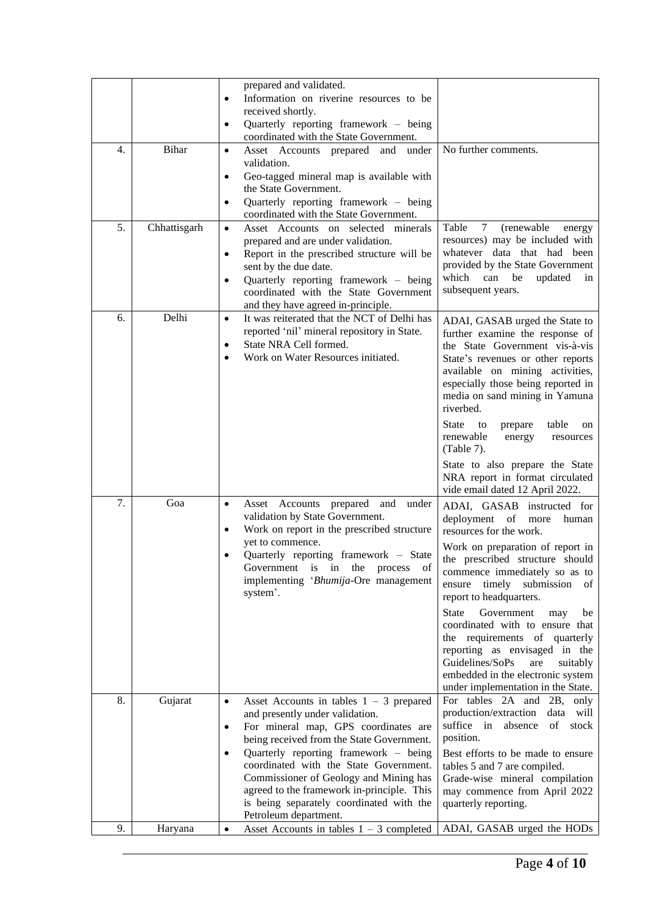| | | | |
|---|---|---|---|
| | | • prepared and validated.<br>• Information on riverine resources to be received shortly.<br>• Quarterly reporting framework – being coordinated with the State Government. | |
| 4. | Bihar | • Asset Accounts prepared and under validation.<br>• Geo-tagged mineral map is available with the State Government.<br>• Quarterly reporting framework – being coordinated with the State Government. | No further comments. |
| 5. | Chhattisgarh | • Asset Accounts on selected minerals prepared and are under validation.<br>• Report in the prescribed structure will be sent by the due date.<br>• Quarterly reporting framework – being coordinated with the State Government and they have agreed in-principle. | Table 7 (renewable energy resources) may be included with whatever data that had been provided by the State Government which can be updated in subsequent years. |
| 6. | Delhi | • It was reiterated that the NCT of Delhi has reported 'nil' mineral repository in State.<br>• State NRA Cell formed.<br>• Work on Water Resources initiated. | ADAI, GASAB urged the State to further examine the response of the State Government vis-à-vis State's revenues or other reports available on mining activities, especially those being reported in media on sand mining in Yamuna riverbed.<br><br>State to prepare table on renewable energy resources (Table 7).<br><br>State to also prepare the State NRA report in format circulated vide email dated 12 April 2022. |
| 7. | Goa | • Asset Accounts prepared and under validation by State Government.<br>• Work on report in the prescribed structure yet to commence.<br>• Quarterly reporting framework – State Government is in the process of implementing '*Bhumija*-Ore management system'. | ADAI, GASAB instructed for deployment of more human resources for the work.<br><br>Work on preparation of report in the prescribed structure should commence immediately so as to ensure timely submission of report to headquarters.<br><br>State Government may be coordinated with to ensure that the requirements of quarterly reporting as envisaged in the Guidelines/SoPs are suitably embedded in the electronic system under implementation in the State. |
| 8. | Gujarat | • Asset Accounts in tables 1 – 3 prepared and presently under validation.<br>• For mineral map, GPS coordinates are being received from the State Government.<br>• Quarterly reporting framework – being coordinated with the State Government. Commissioner of Geology and Mining has agreed to the framework in-principle. This is being separately coordinated with the Petroleum department. | For tables 2A and 2B, only production/extraction data will suffice in absence of stock position.<br><br>Best efforts to be made to ensure tables 5 and 7 are compiled.<br>Grade-wise mineral compilation may commence from April 2022 quarterly reporting. |
| 9. | Haryana | • Asset Accounts in tables 1 – 3 completed | ADAI, GASAB urged the HODs |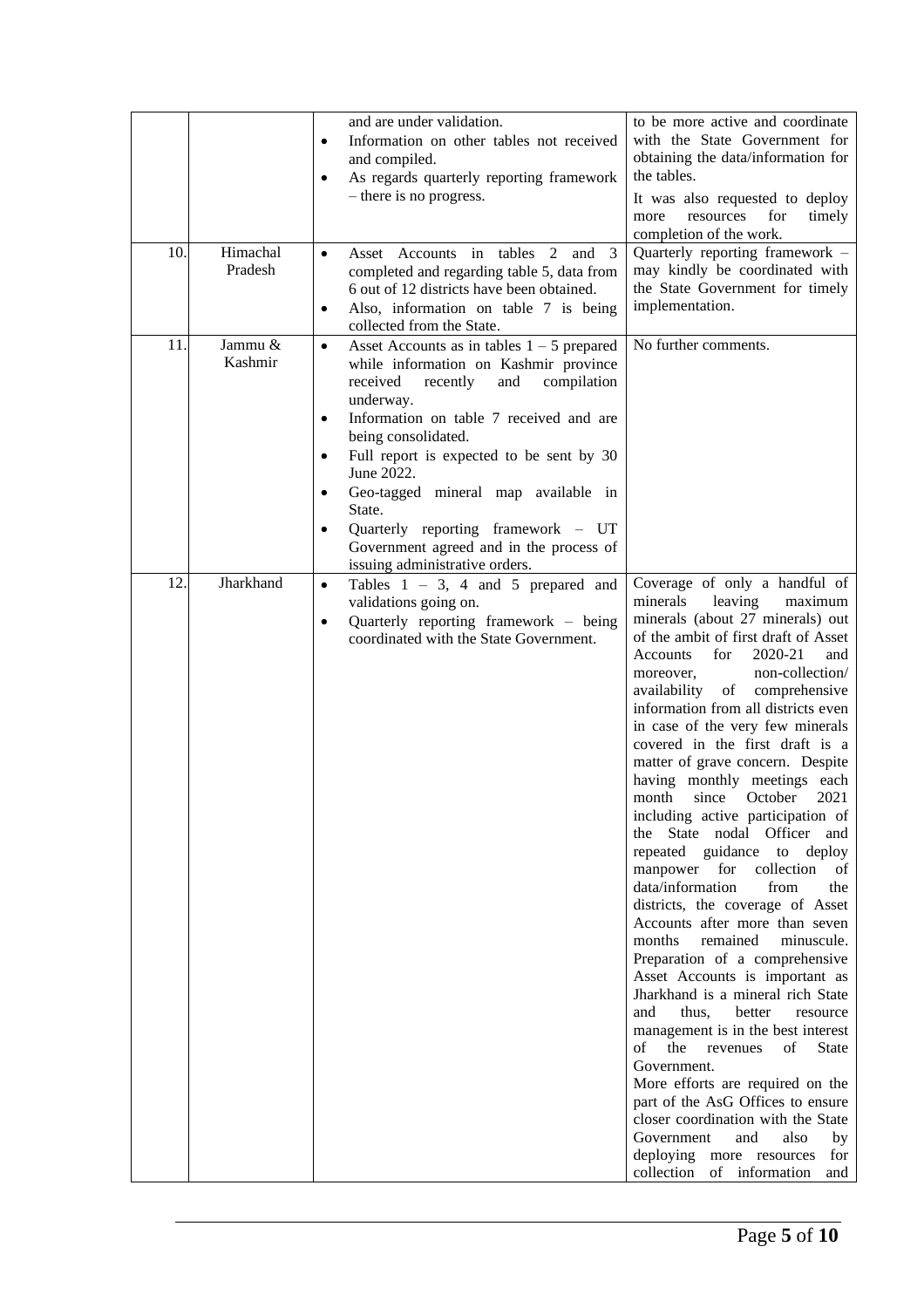| | | | |
|---|---|---|---|
| | | • and are under validation.<br>• Information on other tables not received and compiled.<br>• As regards quarterly reporting framework – there is no progress. | to be more active and coordinate with the State Government for obtaining the data/information for the tables.<br>It was also requested to deploy more resources for timely completion of the work. |
| 10. | Himachal Pradesh | • Asset Accounts in tables 2 and 3 completed and regarding table 5, data from 6 out of 12 districts have been obtained.<br>• Also, information on table 7 is being collected from the State. | Quarterly reporting framework – may kindly be coordinated with the State Government for timely implementation. |
| 11. | Jammu & Kashmir | • Asset Accounts as in tables 1 – 5 prepared while information on Kashmir province received recently and compilation underway.<br>• Information on table 7 received and are being consolidated.<br>• Full report is expected to be sent by 30 June 2022.<br>• Geo-tagged mineral map available in State.<br>• Quarterly reporting framework – UT Government agreed and in the process of issuing administrative orders. | No further comments. |
| 12. | Jharkhand | • Tables 1 – 3, 4 and 5 prepared and validations going on.<br>• Quarterly reporting framework – being coordinated with the State Government. | Coverage of only a handful of minerals leaving maximum minerals (about 27 minerals) out of the ambit of first draft of Asset Accounts for 2020-21 and moreover, non-collection/ availability of comprehensive information from all districts even in case of the very few minerals covered in the first draft is a matter of grave concern. Despite having monthly meetings each month since October 2021 including active participation of the State nodal Officer and repeated guidance to deploy manpower for collection of data/information from the districts, the coverage of Asset Accounts after more than seven months remained minuscule. Preparation of a comprehensive Asset Accounts is important as Jharkhand is a mineral rich State and thus, better resource management is in the best interest of the revenues of State Government.<br>More efforts are required on the part of the AsG Offices to ensure closer coordination with the State Government and also by deploying more resources for collection of information and |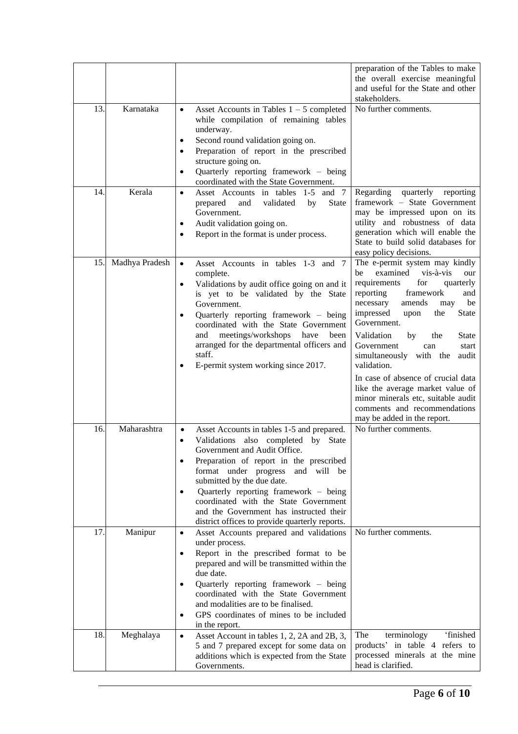| | | | |
|---|---|---|---|
| | | | preparation of the Tables to make the overall exercise meaningful and useful for the State and other stakeholders. |
| 13. | Karnataka | • Asset Accounts in Tables 1 – 5 completed while compilation of remaining tables underway.<br>• Second round validation going on.<br>• Preparation of report in the prescribed structure going on.<br>• Quarterly reporting framework – being coordinated with the State Government. | No further comments. |
| 14. | Kerala | • Asset Accounts in tables 1-5 and 7 prepared and validated by State Government.<br>• Audit validation going on.<br>• Report in the format is under process. | Regarding quarterly reporting framework – State Government may be impressed upon on its utility and robustness of data generation which will enable the State to build solid databases for easy policy decisions. |
| 15. | Madhya Pradesh | • Asset Accounts in tables 1-3 and 7 complete.<br>• Validations by audit office going on and it is yet to be validated by the State Government.<br>• Quarterly reporting framework – being coordinated with the State Government and meetings/workshops have been arranged for the departmental officers and staff.<br>• E-permit system working since 2017. | The e-permit system may kindly be examined vis-à-vis our requirements for quarterly reporting framework and necessary amends may be impressed upon the State Government.<br><br>Validation by the State Government can start simultaneously with the audit validation.<br><br>In case of absence of crucial data like the average market value of minor minerals etc, suitable audit comments and recommendations may be added in the report. |
| 16. | Maharashtra | • Asset Accounts in tables 1-5 and prepared.<br>• Validations also completed by State Government and Audit Office.<br>• Preparation of report in the prescribed format under progress and will be submitted by the due date.<br>• Quarterly reporting framework – being coordinated with the State Government and the Government has instructed their district offices to provide quarterly reports. | No further comments. |
| 17. | Manipur | • Asset Accounts prepared and validations under process.<br>• Report in the prescribed format to be prepared and will be transmitted within the due date.<br>• Quarterly reporting framework – being coordinated with the State Government and modalities are to be finalised.<br>• GPS coordinates of mines to be included in the report. | No further comments. |
| 18. | Meghalaya | • Asset Account in tables 1, 2, 2A and 2B, 3, 5 and 7 prepared except for some data on additions which is expected from the State Governments. | The terminology 'finished products' in table 4 refers to processed minerals at the mine head is clarified. |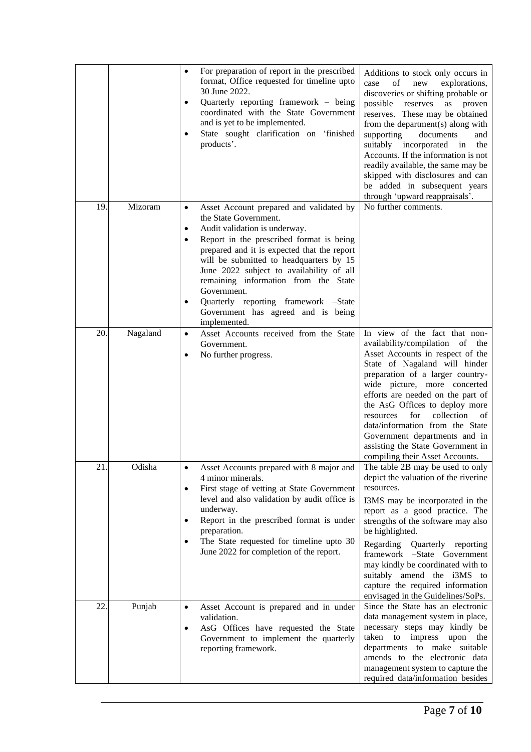| | | | |
|---|---|---|---|
| | | • For preparation of report in the prescribed format, Office requested for timeline upto 30 June 2022.<br>• Quarterly reporting framework – being coordinated with the State Government and is yet to be implemented.<br>• State sought clarification on 'finished products'. | Additions to stock only occurs in case of new explorations, discoveries or shifting probable or possible reserves as proven reserves. These may be obtained from the department(s) along with supporting documents and suitably incorporated in the Accounts. If the information is not readily available, the same may be skipped with disclosures and can be added in subsequent years through 'upward reappraisals'. |
| 19. | Mizoram | • Asset Account prepared and validated by the State Government.<br>• Audit validation is underway.<br>• Report in the prescribed format is being prepared and it is expected that the report will be submitted to headquarters by 15 June 2022 subject to availability of all remaining information from the State Government.<br>• Quarterly reporting framework –State Government has agreed and is being implemented. | No further comments. |
| 20. | Nagaland | • Asset Accounts received from the State Government.<br>• No further progress. | In view of the fact that non-availability/compilation of the Asset Accounts in respect of the State of Nagaland will hinder preparation of a larger country-wide picture, more concerted efforts are needed on the part of the AsG Offices to deploy more resources for collection of data/information from the State Government departments and in assisting the State Government in compiling their Asset Accounts. |
| 21. | Odisha | • Asset Accounts prepared with 8 major and 4 minor minerals.<br>• First stage of vetting at State Government level and also validation by audit office is underway.<br>• Report in the prescribed format is under preparation.<br>• The State requested for timeline upto 30 June 2022 for completion of the report. | The table 2B may be used to only depict the valuation of the riverine resources.<br><br>I3MS may be incorporated in the report as a good practice. The strengths of the software may also be highlighted.<br><br>Regarding Quarterly reporting framework –State Government may kindly be coordinated with to suitably amend the i3MS to capture the required information envisaged in the Guidelines/SoPs. |
| 22. | Punjab | • Asset Account is prepared and in under validation.<br>• AsG Offices have requested the State Government to implement the quarterly reporting framework. | Since the State has an electronic data management system in place, necessary steps may kindly be taken to impress upon the departments to make suitable amends to the electronic data management system to capture the required data/information besides |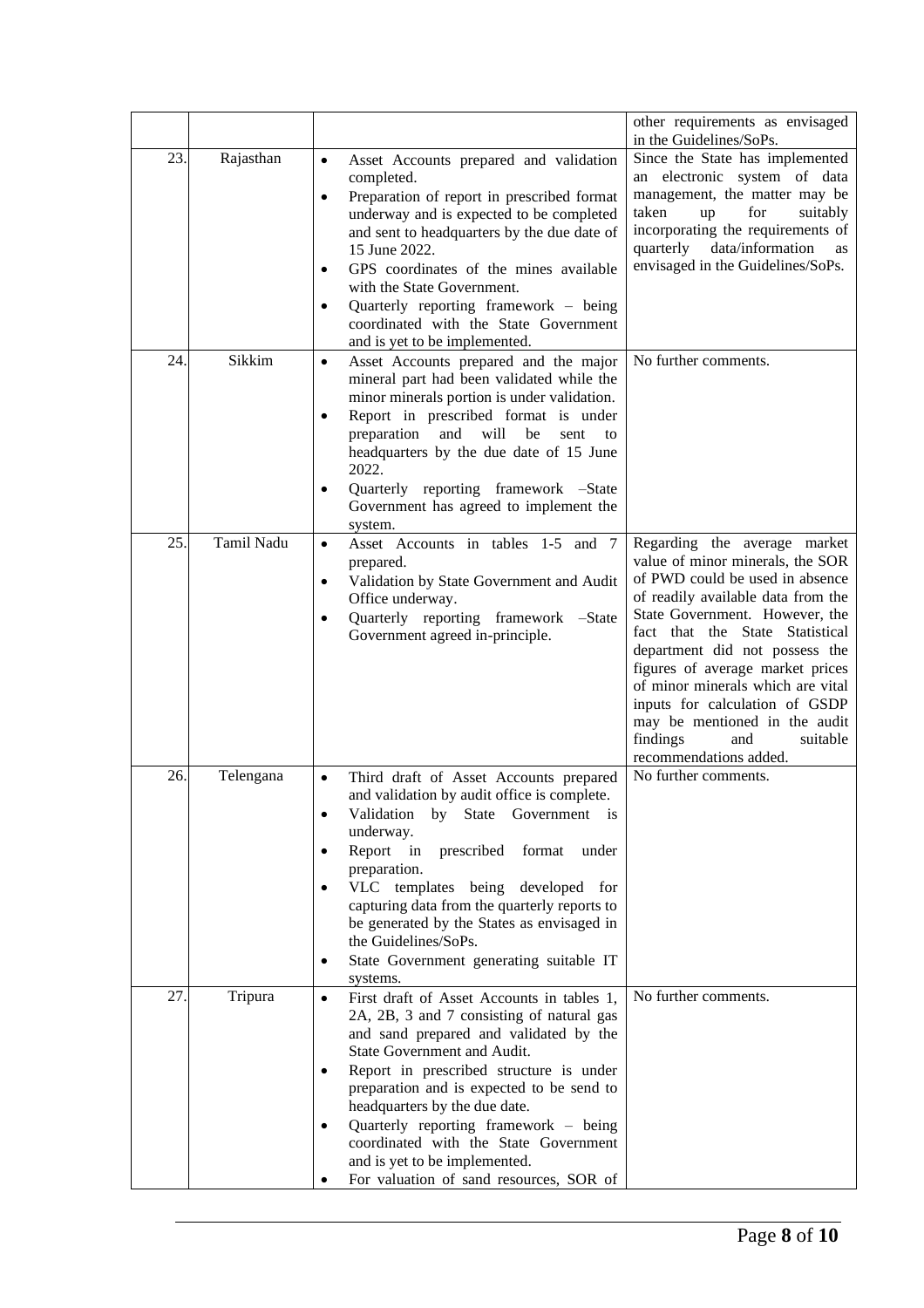| | | | other requirements as envisaged in the Guidelines/SoPs. |
|---|---|---|---|
| 23. | Rajasthan | • Asset Accounts prepared and validation completed.<br>• Preparation of report in prescribed format underway and is expected to be completed and sent to headquarters by the due date of 15 June 2022.<br>• GPS coordinates of the mines available with the State Government.<br>• Quarterly reporting framework – being coordinated with the State Government and is yet to be implemented. | Since the State has implemented an electronic system of data management, the matter may be taken up for suitably incorporating the requirements of quarterly data/information as envisaged in the Guidelines/SoPs. |
| 24. | Sikkim | • Asset Accounts prepared and the major mineral part had been validated while the minor minerals portion is under validation.<br>• Report in prescribed format is under preparation and will be sent to headquarters by the due date of 15 June 2022.<br>• Quarterly reporting framework –State Government has agreed to implement the system. | No further comments. |
| 25. | Tamil Nadu | • Asset Accounts in tables 1-5 and 7 prepared.<br>• Validation by State Government and Audit Office underway.<br>• Quarterly reporting framework –State Government agreed in-principle. | Regarding the average market value of minor minerals, the SOR of PWD could be used in absence of readily available data from the State Government. However, the fact that the State Statistical department did not possess the figures of average market prices of minor minerals which are vital inputs for calculation of GSDP may be mentioned in the audit findings and suitable recommendations added. |
| 26. | Telengana | • Third draft of Asset Accounts prepared and validation by audit office is complete.<br>• Validation by State Government is underway.<br>• Report in prescribed format under preparation.<br>• VLC templates being developed for capturing data from the quarterly reports to be generated by the States as envisaged in the Guidelines/SoPs.<br>• State Government generating suitable IT systems. | No further comments. |
| 27. | Tripura | • First draft of Asset Accounts in tables 1, 2A, 2B, 3 and 7 consisting of natural gas and sand prepared and validated by the State Government and Audit.<br>• Report in prescribed structure is under preparation and is expected to be send to headquarters by the due date.<br>• Quarterly reporting framework – being coordinated with the State Government and is yet to be implemented.<br>• For valuation of sand resources, SOR of | No further comments. |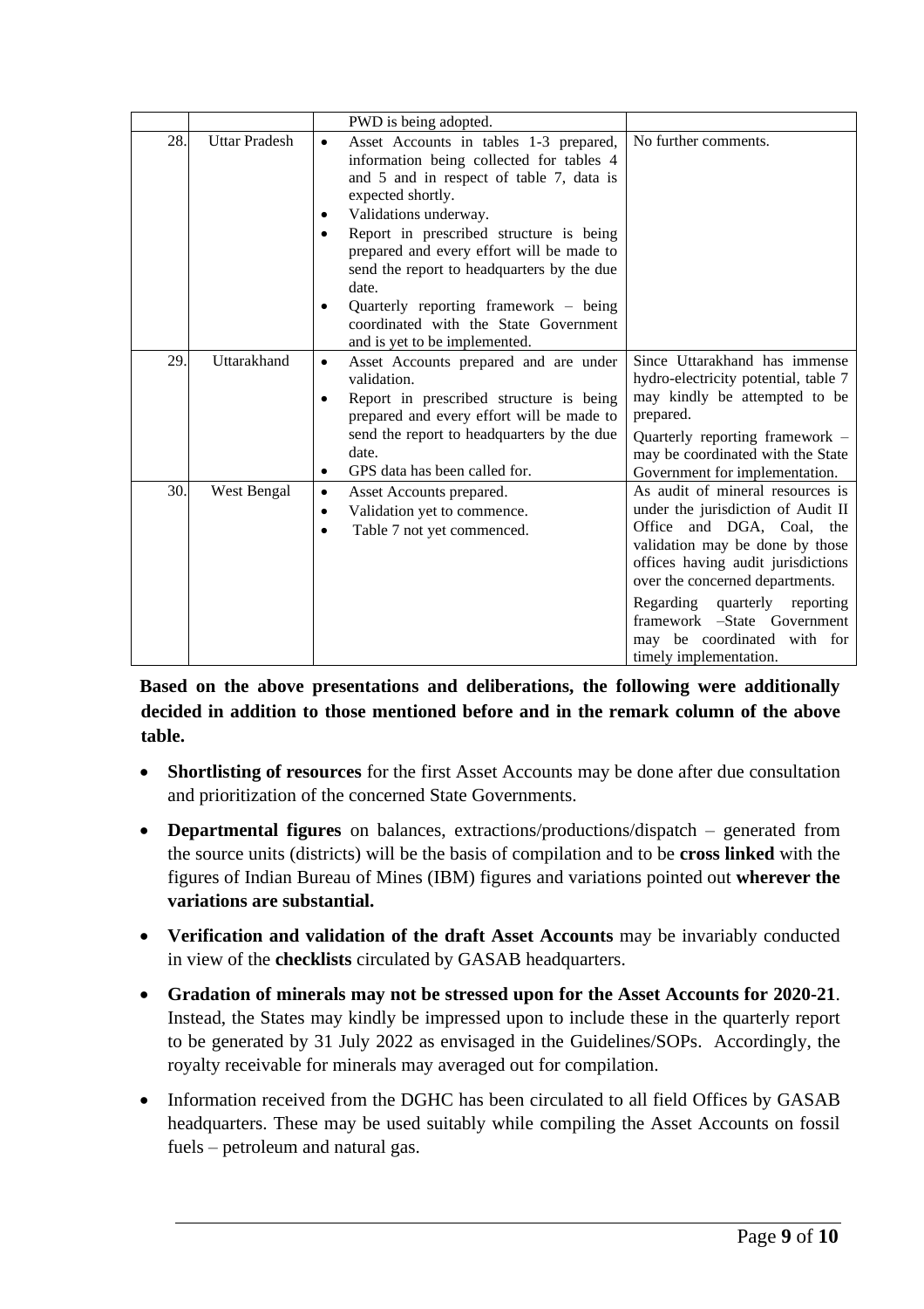| | | | |
|---|---|---|---|
| | | PWD is being adopted. | |
| 28. | Uttar Pradesh | • Asset Accounts in tables 1-3 prepared, information being collected for tables 4 and 5 and in respect of table 7, data is expected shortly.<br>• Validations underway.<br>• Report in prescribed structure is being prepared and every effort will be made to send the report to headquarters by the due date.<br>• Quarterly reporting framework – being coordinated with the State Government and is yet to be implemented. | No further comments. |
| 29. | Uttarakhand | • Asset Accounts prepared and are under validation.<br>• Report in prescribed structure is being prepared and every effort will be made to send the report to headquarters by the due date.<br>• GPS data has been called for. | Since Uttarakhand has immense hydro-electricity potential, table 7 may kindly be attempted to be prepared.<br>Quarterly reporting framework – may be coordinated with the State Government for implementation. |
| 30. | West Bengal | • Asset Accounts prepared.<br>• Validation yet to commence.<br>• Table 7 not yet commenced. | As audit of mineral resources is under the jurisdiction of Audit II Office and DGA, Coal, the validation may be done by those offices having audit jurisdictions over the concerned departments.<br>Regarding quarterly reporting framework –State Government may be coordinated with for timely implementation. |

**Based on the above presentations and deliberations, the following were additionally decided in addition to those mentioned before and in the remark column of the above table.**

- **Shortlisting of resources** for the first Asset Accounts may be done after due consultation and prioritization of the concerned State Governments.
- **Departmental figures** on balances, extractions/productions/dispatch – generated from the source units (districts) will be the basis of compilation and to be **cross linked** with the figures of Indian Bureau of Mines (IBM) figures and variations pointed out **wherever the variations are substantial.**
- **Verification and validation of the draft Asset Accounts** may be invariably conducted in view of the **checklists** circulated by GASAB headquarters.
- **Gradation of minerals may not be stressed upon for the Asset Accounts for 2020-21**. Instead, the States may kindly be impressed upon to include these in the quarterly report to be generated by 31 July 2022 as envisaged in the Guidelines/SOPs. Accordingly, the royalty receivable for minerals may averaged out for compilation.
- Information received from the DGHC has been circulated to all field Offices by GASAB headquarters. These may be used suitably while compiling the Asset Accounts on fossil fuels – petroleum and natural gas.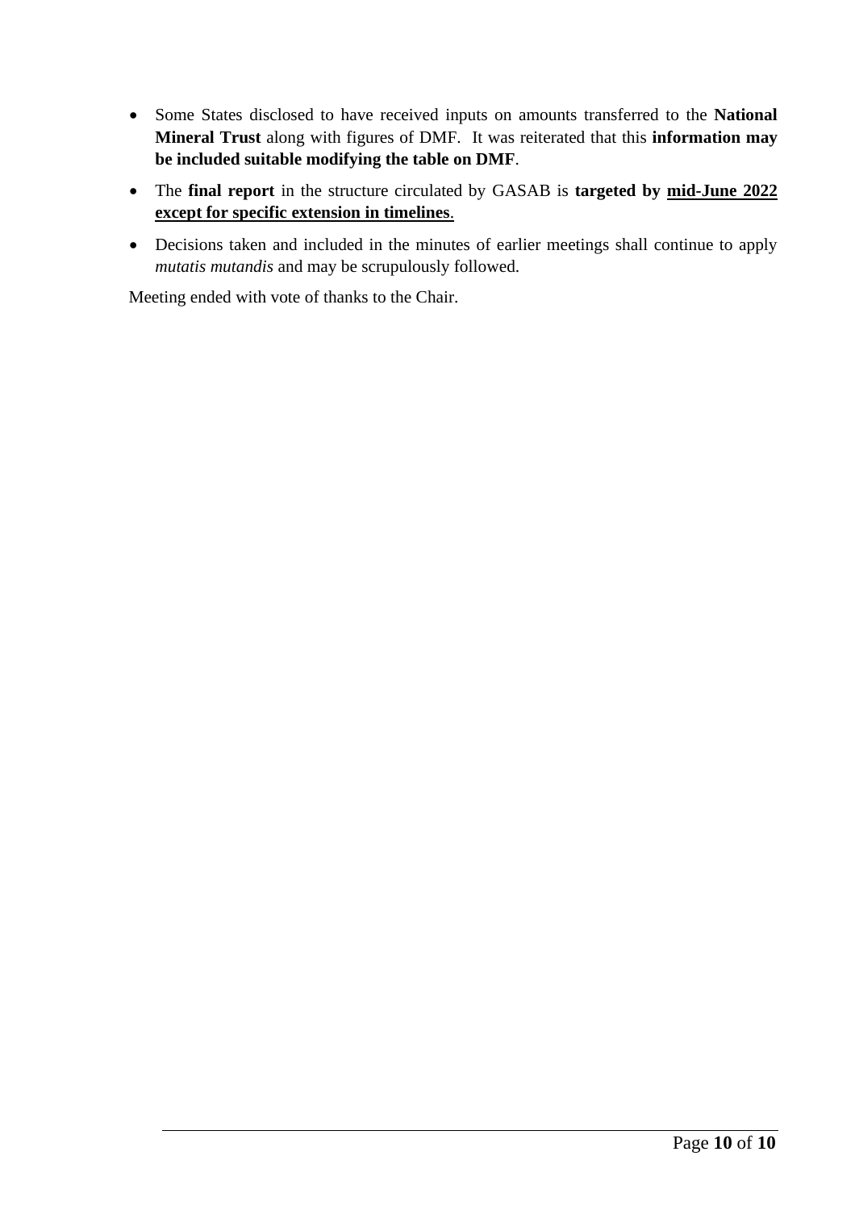- Some States disclosed to have received inputs on amounts transferred to the **National Mineral Trust** along with figures of DMF. It was reiterated that this **information may be included suitable modifying the table on DMF**.
- The **final report** in the structure circulated by GASAB is **targeted by <u>mid-June 2022 except for specific extension in timelines</u>**.
- Decisions taken and included in the minutes of earlier meetings shall continue to apply *mutatis mutandis* and may be scrupulously followed.

Meeting ended with vote of thanks to the Chair.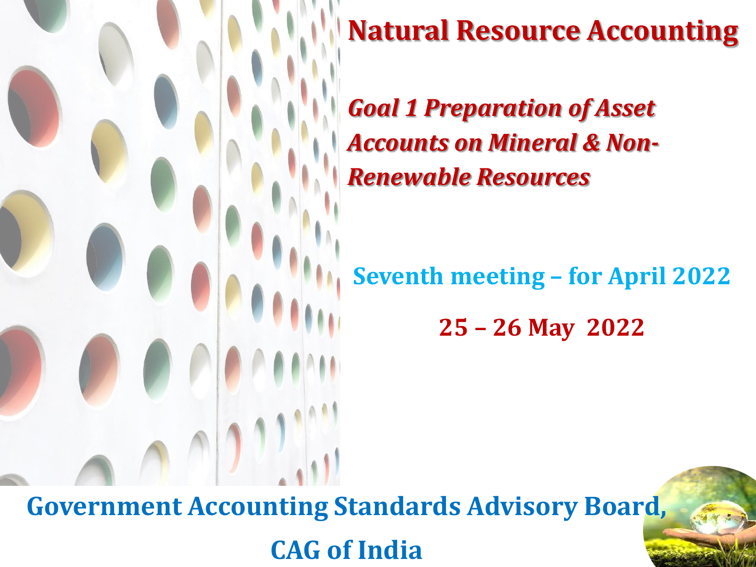# Natural Resource Accounting

## *Goal 1 Preparation of Asset Accounts on Mineral & Non-Renewable Resources*

**Seventh meeting – for April 2022**

**25 – 26 May 2022**

**Government Accounting Standards Advisory Board,**

**CAG of India**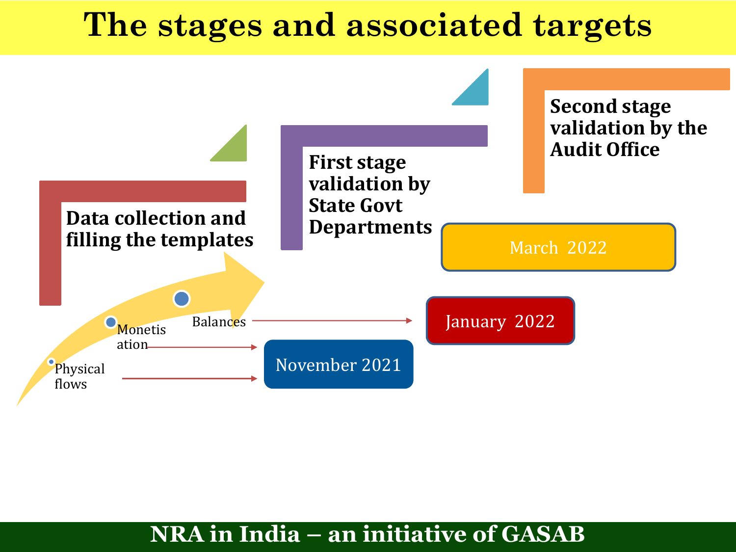# The stages and associated targets

**Data collection and filling the templates**

**First stage validation by State Govt Departments**

**Second stage validation by the Audit Office**

- Physical flows → November 2021
- Monetisation → November 2021
- Balances → January 2022

March 2022

**NRA in India – an initiative of GASAB**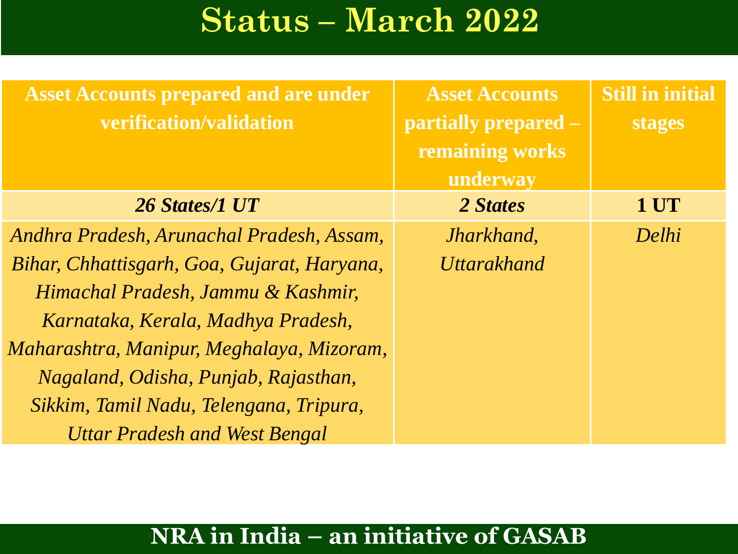# Status – March 2022

| Asset Accounts prepared and are under verification/validation | Asset Accounts partially prepared – remaining works underway | Still in initial stages |
|---|---|---|
| ***26 States/1 UT*** | ***2 States*** | **1 UT** |
| *Andhra Pradesh, Arunachal Pradesh, Assam, Bihar, Chhattisgarh, Goa, Gujarat, Haryana, Himachal Pradesh, Jammu & Kashmir, Karnataka, Kerala, Madhya Pradesh, Maharashtra, Manipur, Meghalaya, Mizoram, Nagaland, Odisha, Punjab, Rajasthan, Sikkim, Tamil Nadu, Telengana, Tripura, Uttar Pradesh and West Bengal* | *Jharkhand, Uttarakhand* | *Delhi* |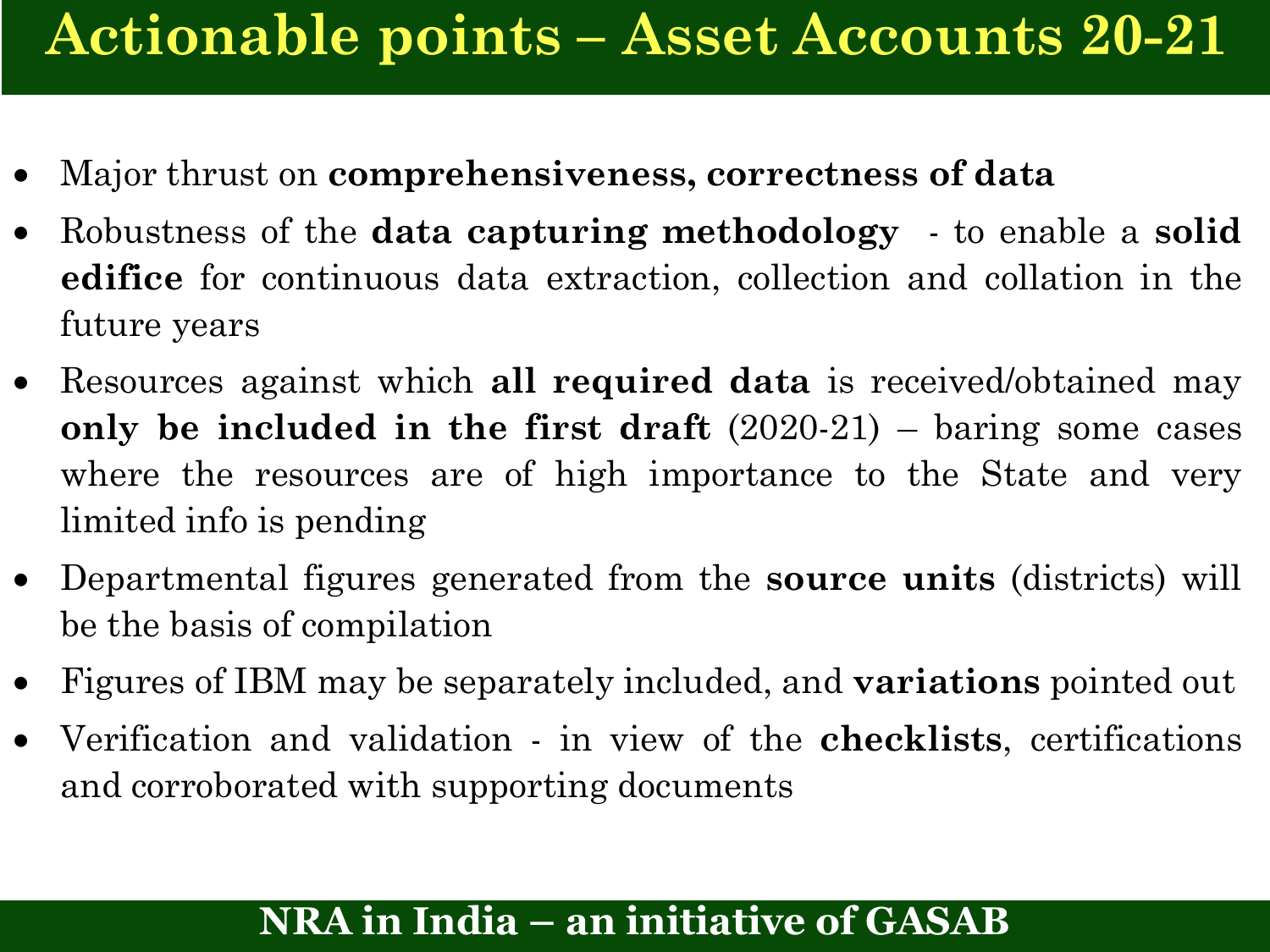# Actionable points – Asset Accounts 20-21

- Major thrust on **comprehensiveness, correctness of data**
- Robustness of the **data capturing methodology** - to enable a **solid edifice** for continuous data extraction, collection and collation in the future years
- Resources against which **all required data** is received/obtained may **only be included in the first draft** (2020-21) – baring some cases where the resources are of high importance to the State and very limited info is pending
- Departmental figures generated from the **source units** (districts) will be the basis of compilation
- Figures of IBM may be separately included, and **variations** pointed out
- Verification and validation - in view of the **checklists**, certifications and corroborated with supporting documents

**NRA in India – an initiative of GASAB**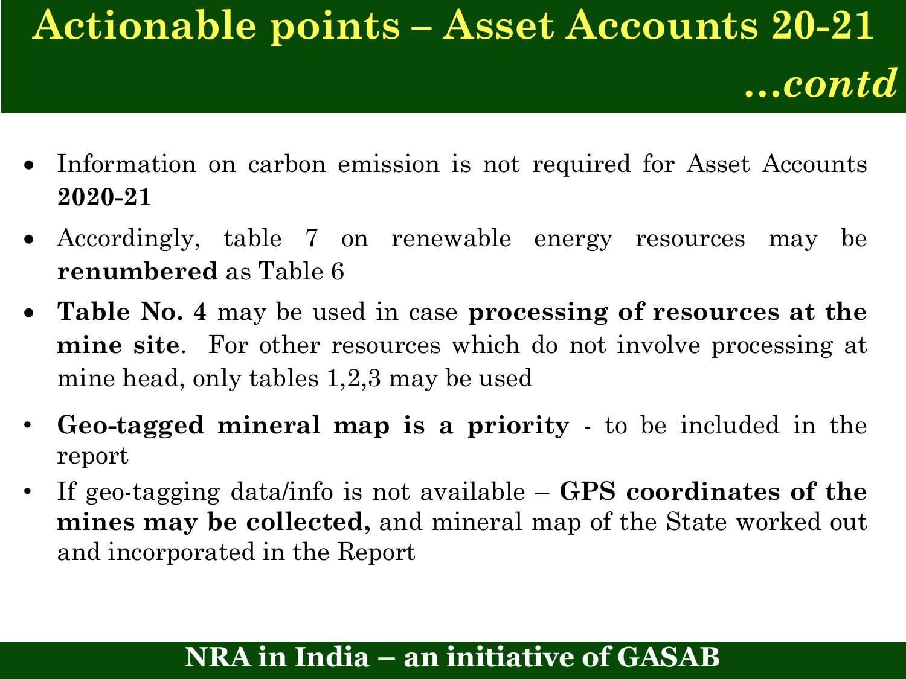# Actionable points – Asset Accounts 20-21 *...contd*

- Information on carbon emission is not required for Asset Accounts **2020-21**
- Accordingly, table 7 on renewable energy resources may be **renumbered** as Table 6
- **Table No. 4** may be used in case **processing of resources at the mine site**. For other resources which do not involve processing at mine head, only tables 1,2,3 may be used
- **Geo-tagged mineral map is a priority** - to be included in the report
- If geo-tagging data/info is not available – **GPS coordinates of the mines may be collected,** and mineral map of the State worked out and incorporated in the Report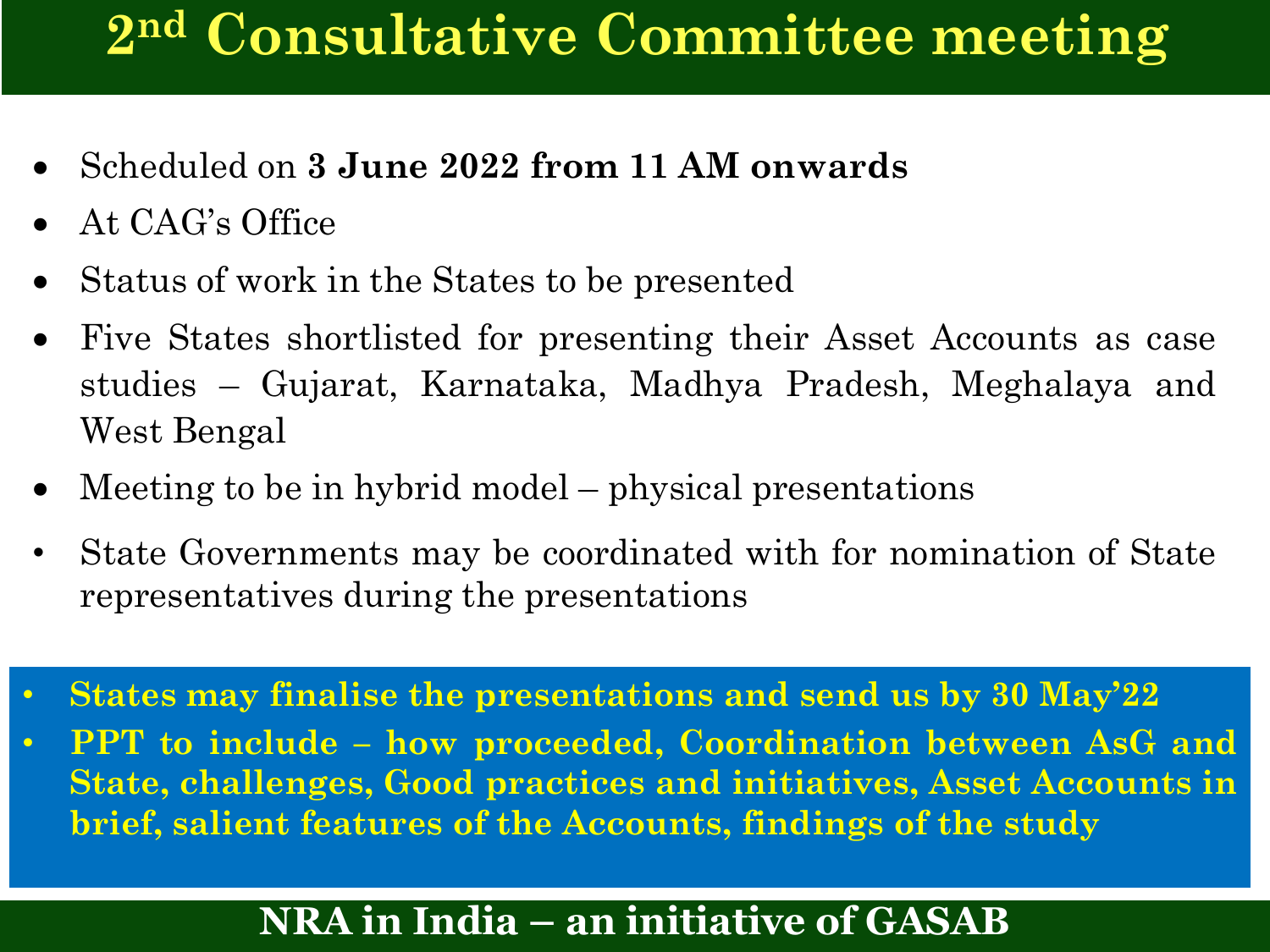# 2[nd] Consultative Committee meeting

- Scheduled on **3 June 2022 from 11 AM onwards**
- At CAG's Office
- Status of work in the States to be presented
- Five States shortlisted for presenting their Asset Accounts as case studies – Gujarat, Karnataka, Madhya Pradesh, Meghalaya and West Bengal
- Meeting to be in hybrid model – physical presentations
- State Governments may be coordinated with for nomination of State representatives during the presentations

- **States may finalise the presentations and send us by 30 May'22**
- **PPT to include – how proceeded, Coordination between AsG and State, challenges, Good practices and initiatives, Asset Accounts in brief, salient features of the Accounts, findings of the study**

**NRA in India – an initiative of GASAB**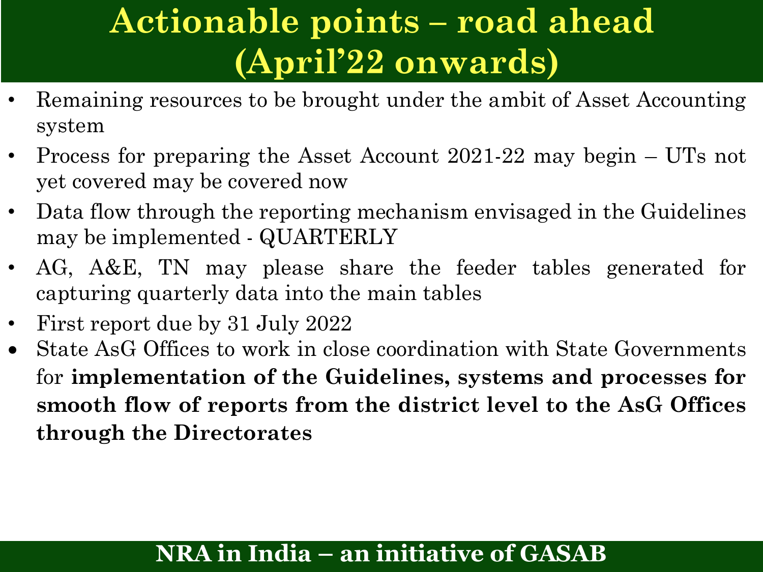# Actionable points – road ahead (April'22 onwards)

- Remaining resources to be brought under the ambit of Asset Accounting system
- Process for preparing the Asset Account 2021-22 may begin – UTs not yet covered may be covered now
- Data flow through the reporting mechanism envisaged in the Guidelines may be implemented - QUARTERLY
- AG, A&E, TN may please share the feeder tables generated for capturing quarterly data into the main tables
- First report due by 31 July 2022
- State AsG Offices to work in close coordination with State Governments for **implementation of the Guidelines, systems and processes for smooth flow of reports from the district level to the AsG Offices through the Directorates**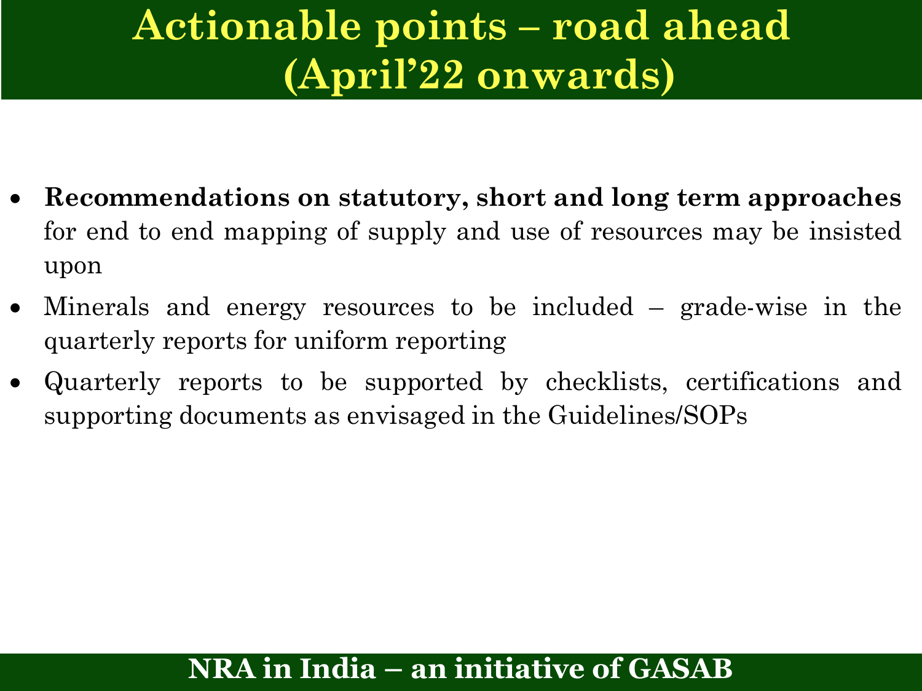# Actionable points – road ahead (April'22 onwards)

- **Recommendations on statutory, short and long term approaches** for end to end mapping of supply and use of resources may be insisted upon
- Minerals and energy resources to be included – grade-wise in the quarterly reports for uniform reporting
- Quarterly reports to be supported by checklists, certifications and supporting documents as envisaged in the Guidelines/SOPs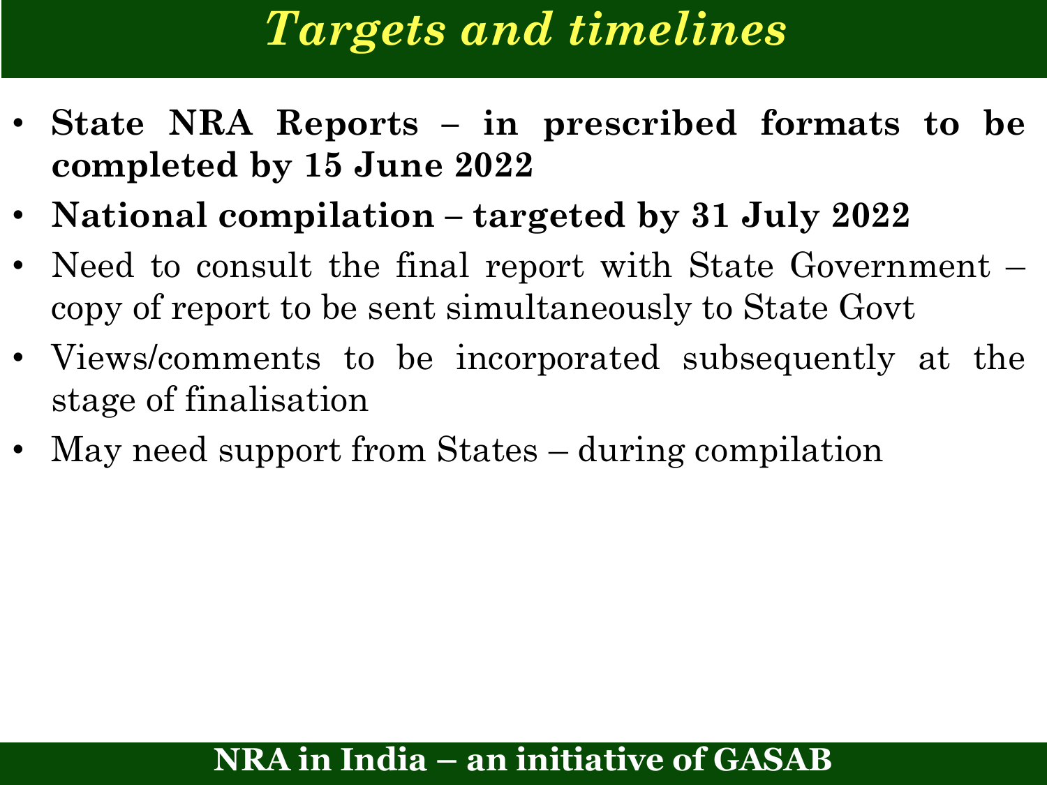# *Targets and timelines*

- **State NRA Reports – in prescribed formats to be completed by 15 June 2022**
- **National compilation – targeted by 31 July 2022**
- Need to consult the final report with State Government – copy of report to be sent simultaneously to State Govt
- Views/comments to be incorporated subsequently at the stage of finalisation
- May need support from States – during compilation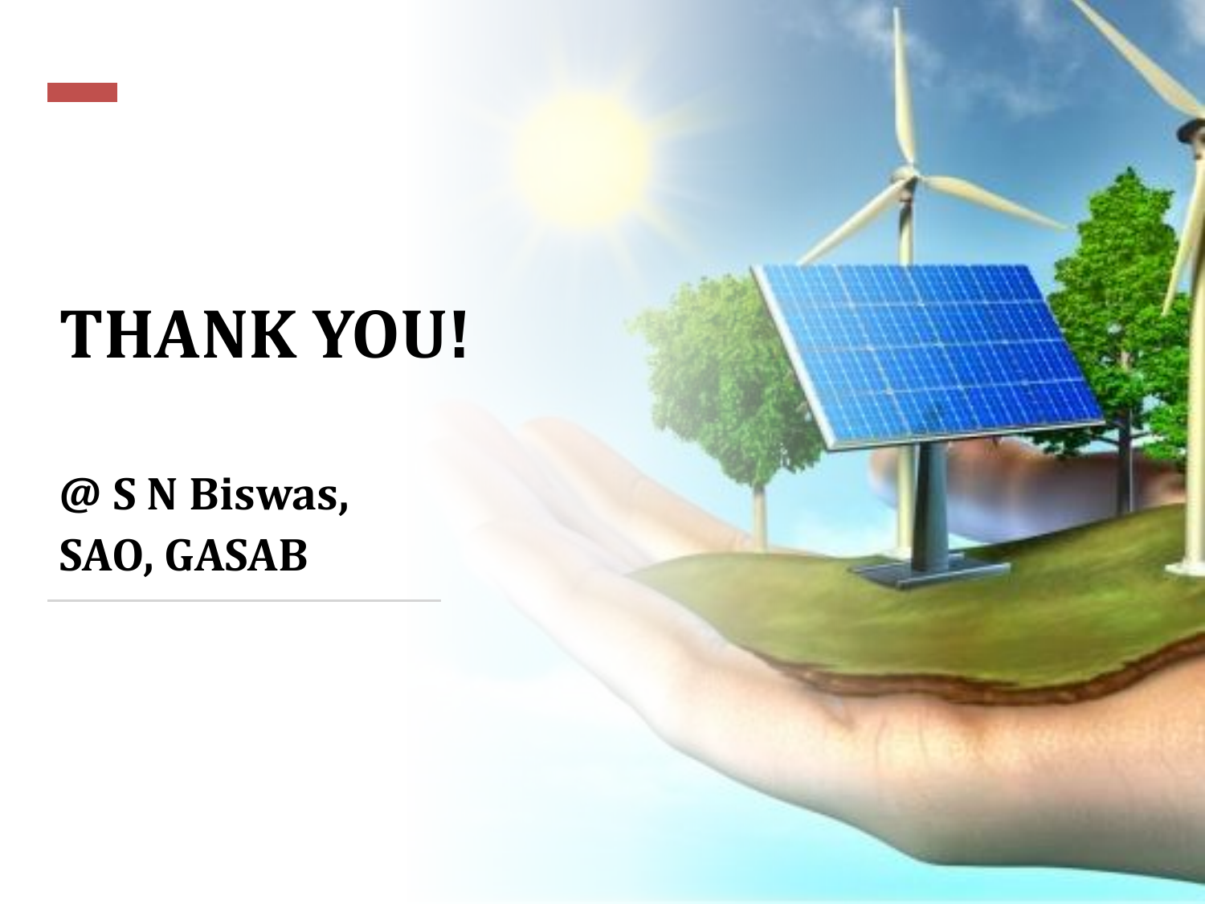# THANK YOU!

**@ S N Biswas,**
**SAO, GASAB**